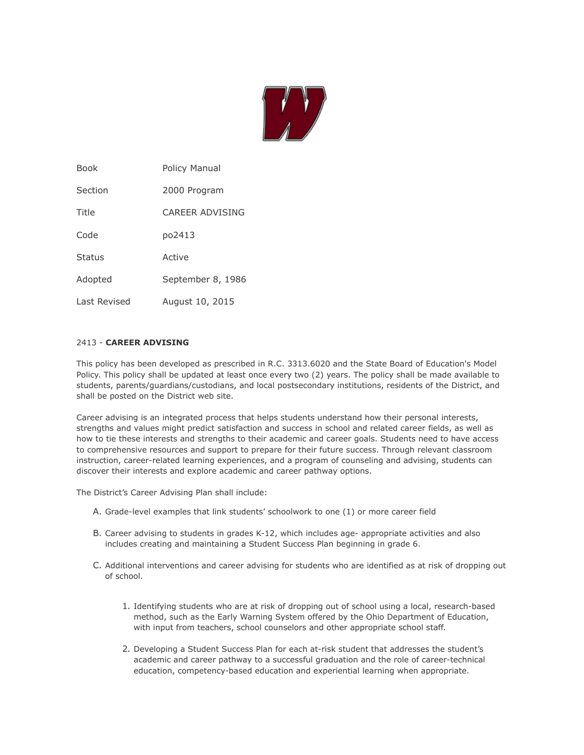| Book | Policy Manual |
| --- | --- |
| Section | 2000 Program |
| Title | CAREER ADVISING |
| Code | po2413 |
| Status | Active |
| Adopted | September 8, 1986 |
| Last Revised | August 10, 2015 |

## 2413 - **CAREER ADVISING**

This policy has been developed as prescribed in R.C. 3313.6020 and the State Board of Education's Model Policy. This policy shall be updated at least once every two (2) years. The policy shall be made available to students, parents/guardians/custodians, and local postsecondary institutions, residents of the District, and shall be posted on the District web site.

Career advising is an integrated process that helps students understand how their personal interests, strengths and values might predict satisfaction and success in school and related career fields, as well as how to tie these interests and strengths to their academic and career goals. Students need to have access to comprehensive resources and support to prepare for their future success. Through relevant classroom instruction, career-related learning experiences, and a program of counseling and advising, students can discover their interests and explore academic and career pathway options.

The District's Career Advising Plan shall include:

A. Grade-level examples that link students' schoolwork to one (1) or more career field

B. Career advising to students in grades K-12, which includes age- appropriate activities and also includes creating and maintaining a Student Success Plan beginning in grade 6.

C. Additional interventions and career advising for students who are identified as at risk of dropping out of school.

   1. Identifying students who are at risk of dropping out of school using a local, research-based method, such as the Early Warning System offered by the Ohio Department of Education, with input from teachers, school counselors and other appropriate school staff.

   2. Developing a Student Success Plan for each at-risk student that addresses the student's academic and career pathway to a successful graduation and the role of career-technical education, competency-based education and experiential learning when appropriate.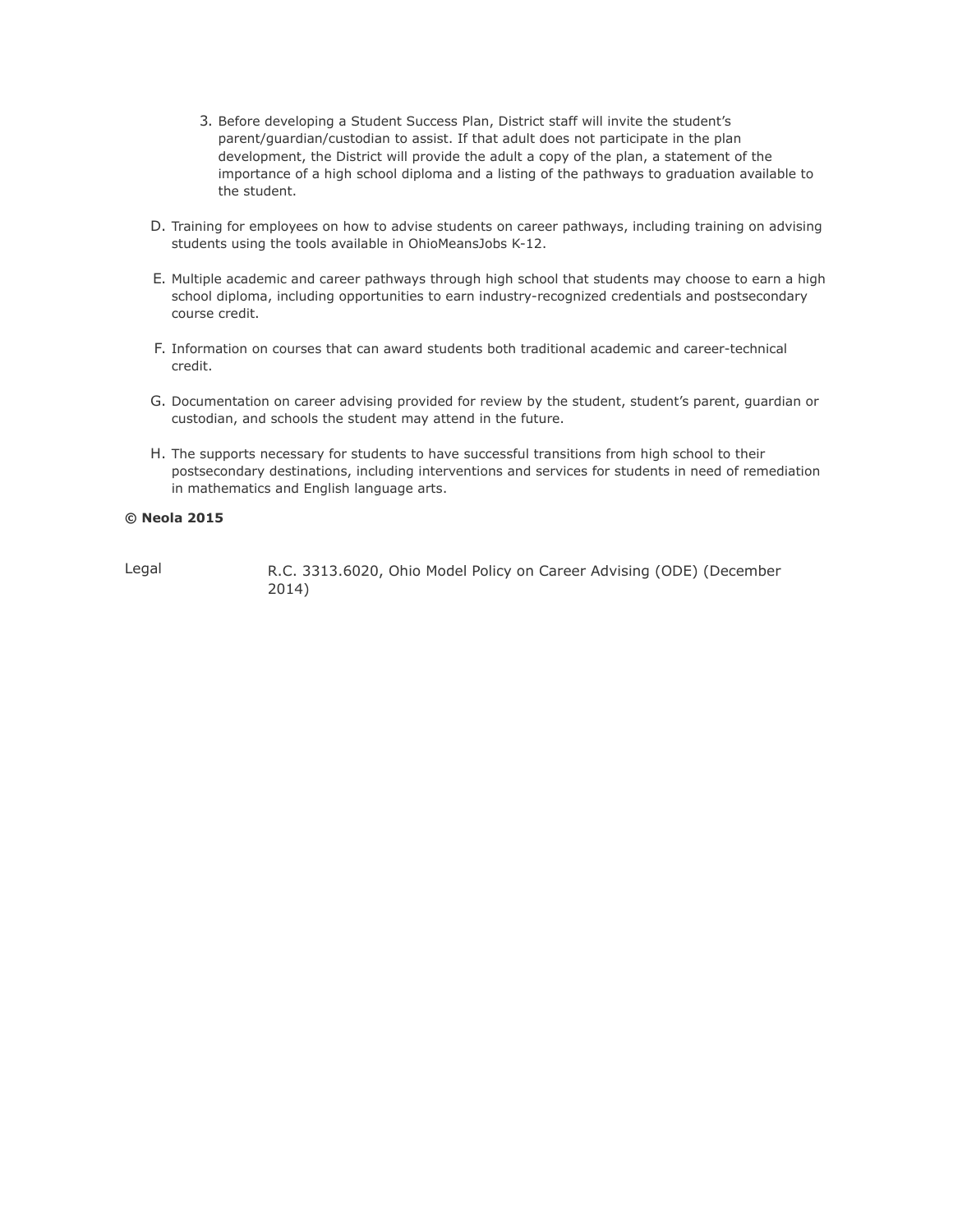3. Before developing a Student Success Plan, District staff will invite the student's parent/guardian/custodian to assist. If that adult does not participate in the plan development, the District will provide the adult a copy of the plan, a statement of the importance of a high school diploma and a listing of the pathways to graduation available to the student.

D. Training for employees on how to advise students on career pathways, including training on advising students using the tools available in OhioMeansJobs K-12.

E. Multiple academic and career pathways through high school that students may choose to earn a high school diploma, including opportunities to earn industry-recognized credentials and postsecondary course credit.

F. Information on courses that can award students both traditional academic and career-technical credit.

G. Documentation on career advising provided for review by the student, student's parent, guardian or custodian, and schools the student may attend in the future.

H. The supports necessary for students to have successful transitions from high school to their postsecondary destinations, including interventions and services for students in need of remediation in mathematics and English language arts.

**© Neola 2015**

Legal R.C. 3313.6020, Ohio Model Policy on Career Advising (ODE) (December 2014)